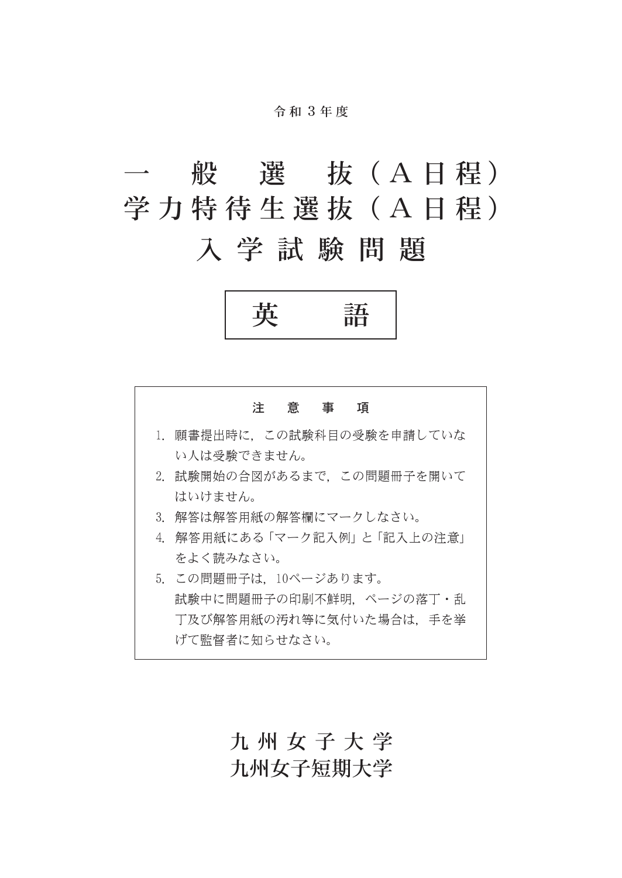令和３年度

# 一般選抜（A日程）
# 学力特待生選抜（A日程）
# 入学試験問題

## 英語

### 注意事項

1. 願書提出時に，この試験科目の受験を申請していない人は受験できません。
2. 試験開始の合図があるまで，この問題冊子を開いてはいけません。
3. 解答は解答用紙の解答欄にマークしなさい。
4. 解答用紙にある「マーク記入例」と「記入上の注意」をよく読みなさい。
5. この問題冊子は，10ページあります。
   試験中に問題冊子の印刷不鮮明，ページの落丁・乱丁及び解答用紙の汚れ等に気付いた場合は，手を挙げて監督者に知らせなさい。

九州女子大学
九州女子短期大学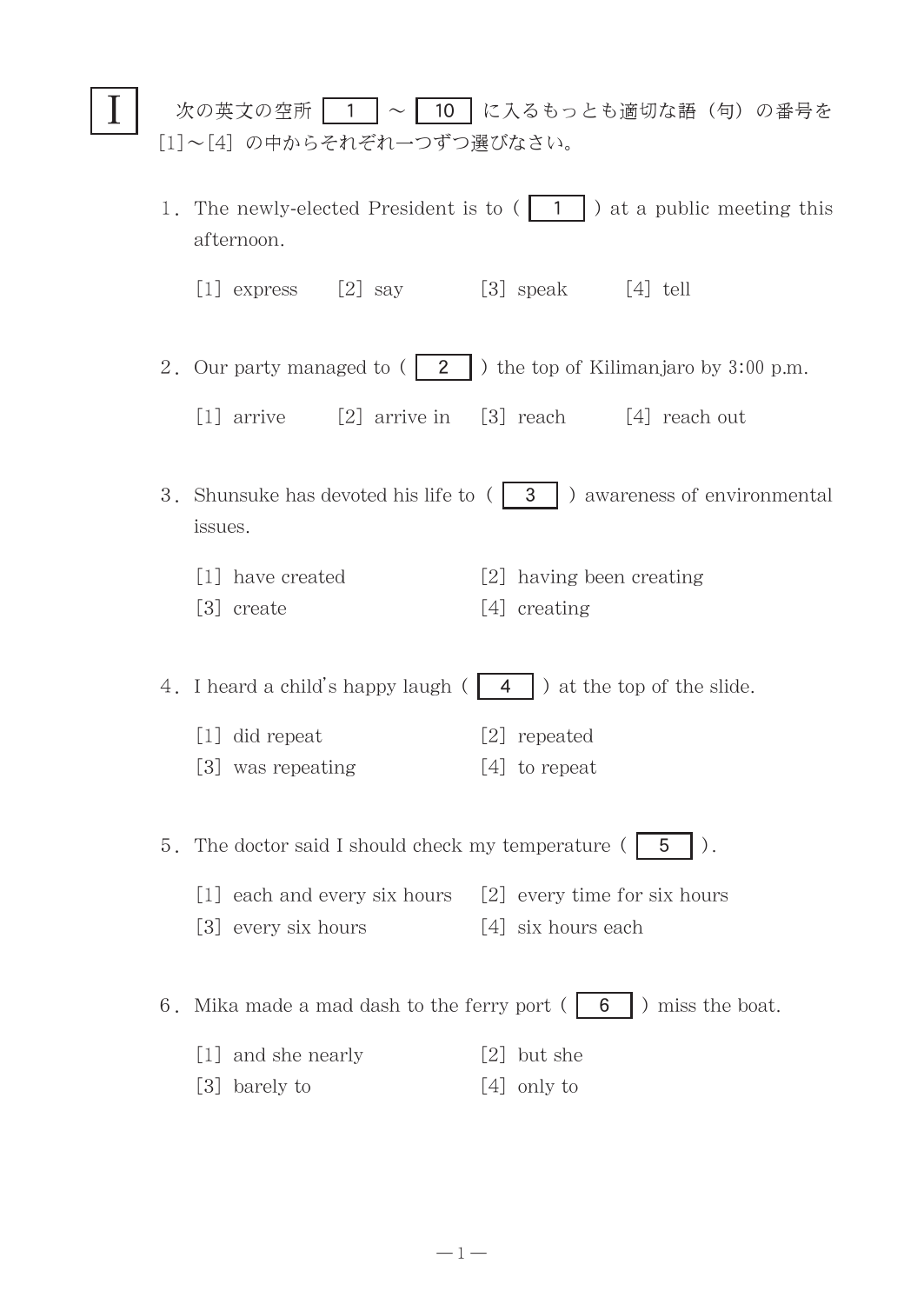# I

次の英文の空所 [ 1 ] 〜 [ 10 ] に入るもっとも適切な語（句）の番号を[1]〜[4] の中からそれぞれ一つずつ選びなさい。

1．The newly-elected President is to ( [ 1 ] ) at a public meeting this afternoon.

[1] express　　[2] say　　[3] speak　　[4] tell

2．Our party managed to ( [ 2 ] ) the top of Kilimanjaro by 3:00 p.m.

[1] arrive　　[2] arrive in　　[3] reach　　[4] reach out

3．Shunsuke has devoted his life to ( [ 3 ] ) awareness of environmental issues.

[1] have created　　[2] having been creating
[3] create　　[4] creating

4．I heard a child's happy laugh ( [ 4 ] ) at the top of the slide.

[1] did repeat　　[2] repeated
[3] was repeating　　[4] to repeat

5．The doctor said I should check my temperature ( [ 5 ] ).

[1] each and every six hours　　[2] every time for six hours
[3] every six hours　　[4] six hours each

6．Mika made a mad dash to the ferry port ( [ 6 ] ) miss the boat.

[1] and she nearly　　[2] but she
[3] barely to　　[4] only to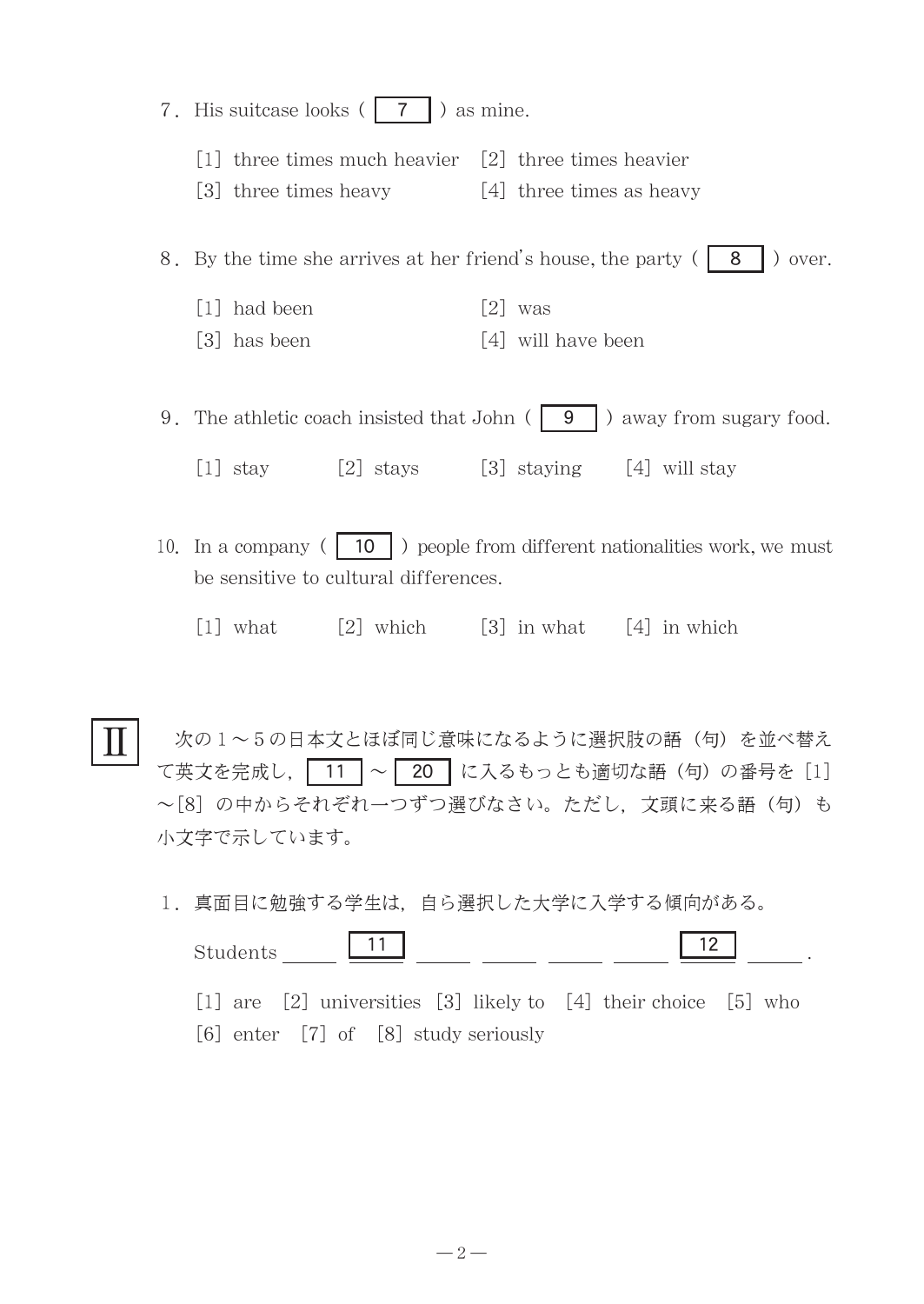7. His suitcase looks ( 7 ) as mine.

[1] three times much heavier　[2] three times heavier
[3] three times heavy　[4] three times as heavy

8. By the time she arrives at her friend's house, the party ( 8 ) over.

[1] had been　[2] was
[3] has been　[4] will have been

9. The athletic coach insisted that John ( 9 ) away from sugary food.

[1] stay　[2] stays　[3] staying　[4] will stay

10. In a company ( 10 ) people from different nationalities work, we must be sensitive to cultural differences.

[1] what　[2] which　[3] in what　[4] in which

## II

次の1～5の日本文とほぼ同じ意味になるように選択肢の語（句）を並べ替えて英文を完成し，11 ～ 20 に入るもっとも適切な語（句）の番号を［1］～［8］の中からそれぞれ一つずつ選びなさい。ただし，文頭に来る語（句）も小文字で示しています。

1. 真面目に勉強する学生は，自ら選択した大学に入学する傾向がある。

Students ＿＿ 11 ＿＿ ＿＿ ＿＿ ＿＿ 12 ＿＿ .

[1] are　[2] universities　[3] likely to　[4] their choice　[5] who
[6] enter　[7] of　[8] study seriously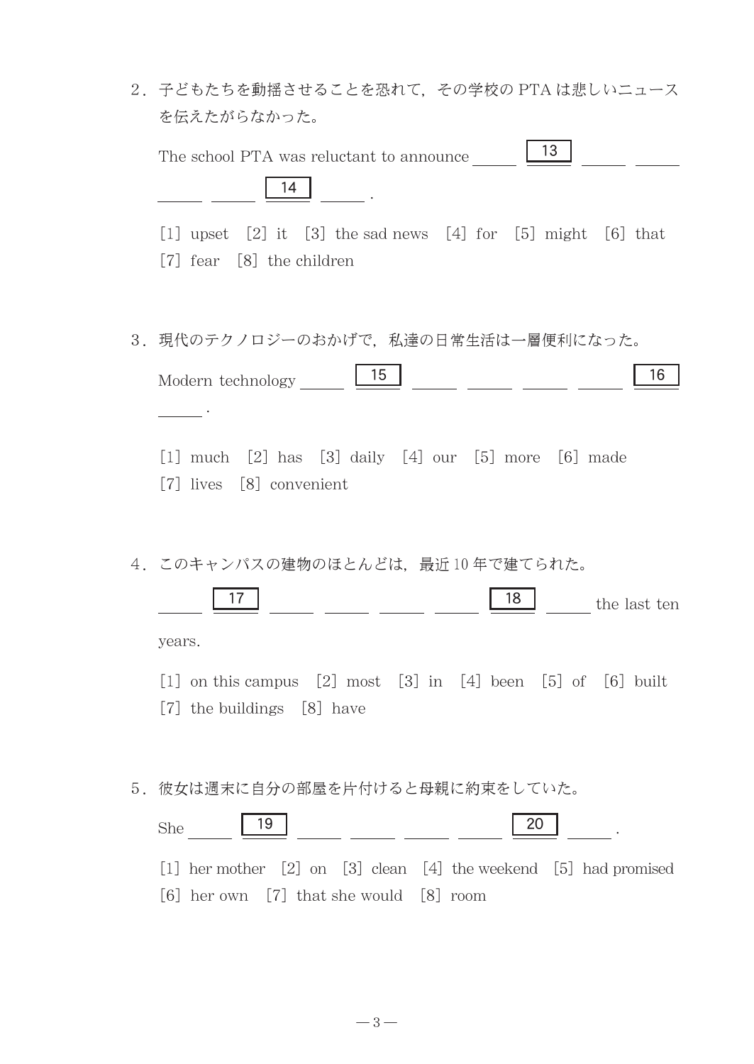2．子どもたちを動揺させることを恐れて，その学校の PTA は悲しいニュースを伝えたがらなかった。

The school PTA was reluctant to announce ＿＿ [ 13 ] ＿＿ ＿＿ ＿＿ ＿＿ [ 14 ] ＿＿ .

[1] upset　[2] it　[3] the sad news　[4] for　[5] might　[6] that　[7] fear　[8] the children

3．現代のテクノロジーのおかげで，私達の日常生活は一層便利になった。

Modern technology ＿＿ [ 15 ] ＿＿ ＿＿ ＿＿ ＿＿ [ 16 ] ＿＿ .

[1] much　[2] has　[3] daily　[4] our　[5] more　[6] made　[7] lives　[8] convenient

4．このキャンパスの建物のほとんどは，最近 10 年で建てられた。

＿＿ [ 17 ] ＿＿ ＿＿ ＿＿ ＿＿ [ 18 ] ＿＿ the last ten years.

[1] on this campus　[2] most　[3] in　[4] been　[5] of　[6] built　[7] the buildings　[8] have

5．彼女は週末に自分の部屋を片付けると母親に約束をしていた。

She ＿＿ [ 19 ] ＿＿ ＿＿ ＿＿ ＿＿ [ 20 ] ＿＿ .

[1] her mother　[2] on　[3] clean　[4] the weekend　[5] had promised　[6] her own　[7] that she would　[8] room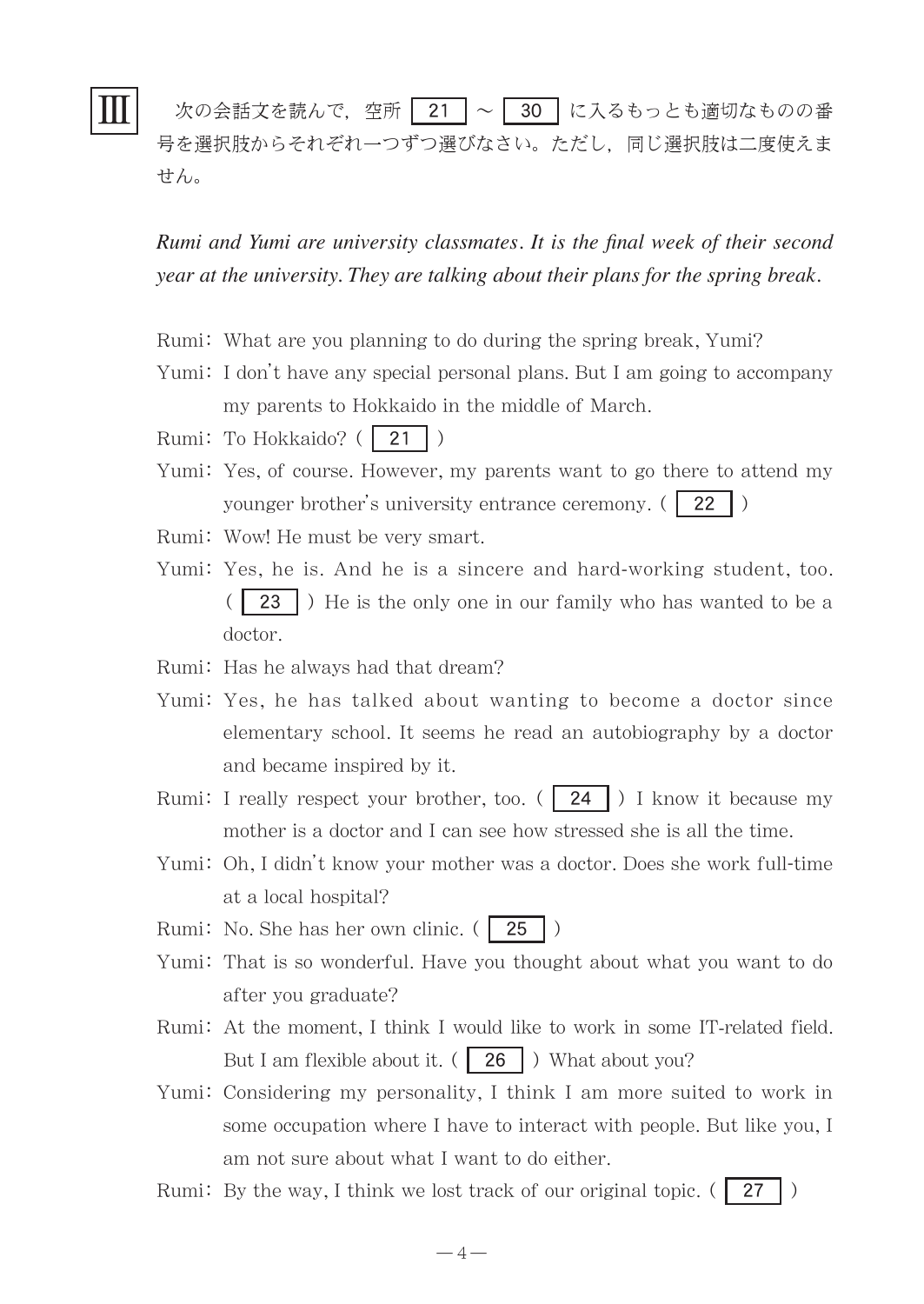## III

次の会話文を読んで，空所 21 ～ 30 に入るもっとも適切なものの番号を選択肢からそれぞれ一つずつ選びなさい。ただし，同じ選択肢は二度使えません。

*Rumi and Yumi are university classmates. It is the final week of their second year at the university. They are talking about their plans for the spring break.*

Rumi: What are you planning to do during the spring break, Yumi?

Yumi: I don't have any special personal plans. But I am going to accompany my parents to Hokkaido in the middle of March.

Rumi: To Hokkaido? ( 21 )

Yumi: Yes, of course. However, my parents want to go there to attend my younger brother's university entrance ceremony. ( 22 )

Rumi: Wow! He must be very smart.

Yumi: Yes, he is. And he is a sincere and hard-working student, too. ( 23 ) He is the only one in our family who has wanted to be a doctor.

Rumi: Has he always had that dream?

Yumi: Yes, he has talked about wanting to become a doctor since elementary school. It seems he read an autobiography by a doctor and became inspired by it.

Rumi: I really respect your brother, too. ( 24 ) I know it because my mother is a doctor and I can see how stressed she is all the time.

Yumi: Oh, I didn't know your mother was a doctor. Does she work full-time at a local hospital?

Rumi: No. She has her own clinic. ( 25 )

Yumi: That is so wonderful. Have you thought about what you want to do after you graduate?

Rumi: At the moment, I think I would like to work in some IT-related field. But I am flexible about it. ( 26 ) What about you?

Yumi: Considering my personality, I think I am more suited to work in some occupation where I have to interact with people. But like you, I am not sure about what I want to do either.

Rumi: By the way, I think we lost track of our original topic. ( 27 )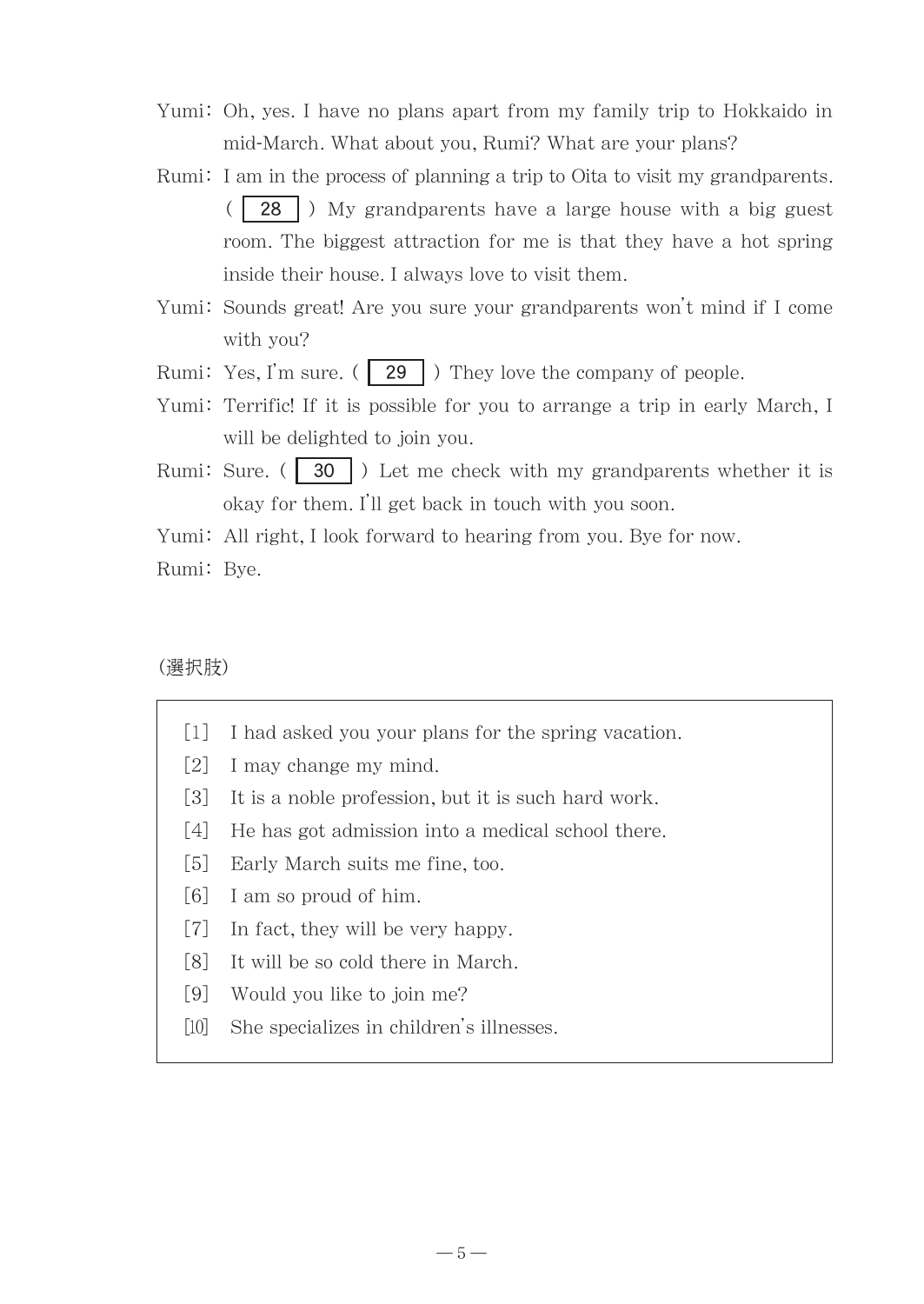Yumi：Oh, yes. I have no plans apart from my family trip to Hokkaido in mid-March. What about you, Rumi? What are your plans?

Rumi：I am in the process of planning a trip to Oita to visit my grandparents. ( **28** ) My grandparents have a large house with a big guest room. The biggest attraction for me is that they have a hot spring inside their house. I always love to visit them.

Yumi：Sounds great! Are you sure your grandparents won't mind if I come with you?

Rumi：Yes, I'm sure. ( **29** ) They love the company of people.

Yumi：Terrific! If it is possible for you to arrange a trip in early March, I will be delighted to join you.

Rumi：Sure. ( **30** ) Let me check with my grandparents whether it is okay for them. I'll get back in touch with you soon.

Yumi：All right, I look forward to hearing from you. Bye for now.

Rumi：Bye.

(選択肢)

[1] I had asked you your plans for the spring vacation.
[2] I may change my mind.
[3] It is a noble profession, but it is such hard work.
[4] He has got admission into a medical school there.
[5] Early March suits me fine, too.
[6] I am so proud of him.
[7] In fact, they will be very happy.
[8] It will be so cold there in March.
[9] Would you like to join me?
[10] She specializes in children's illnesses.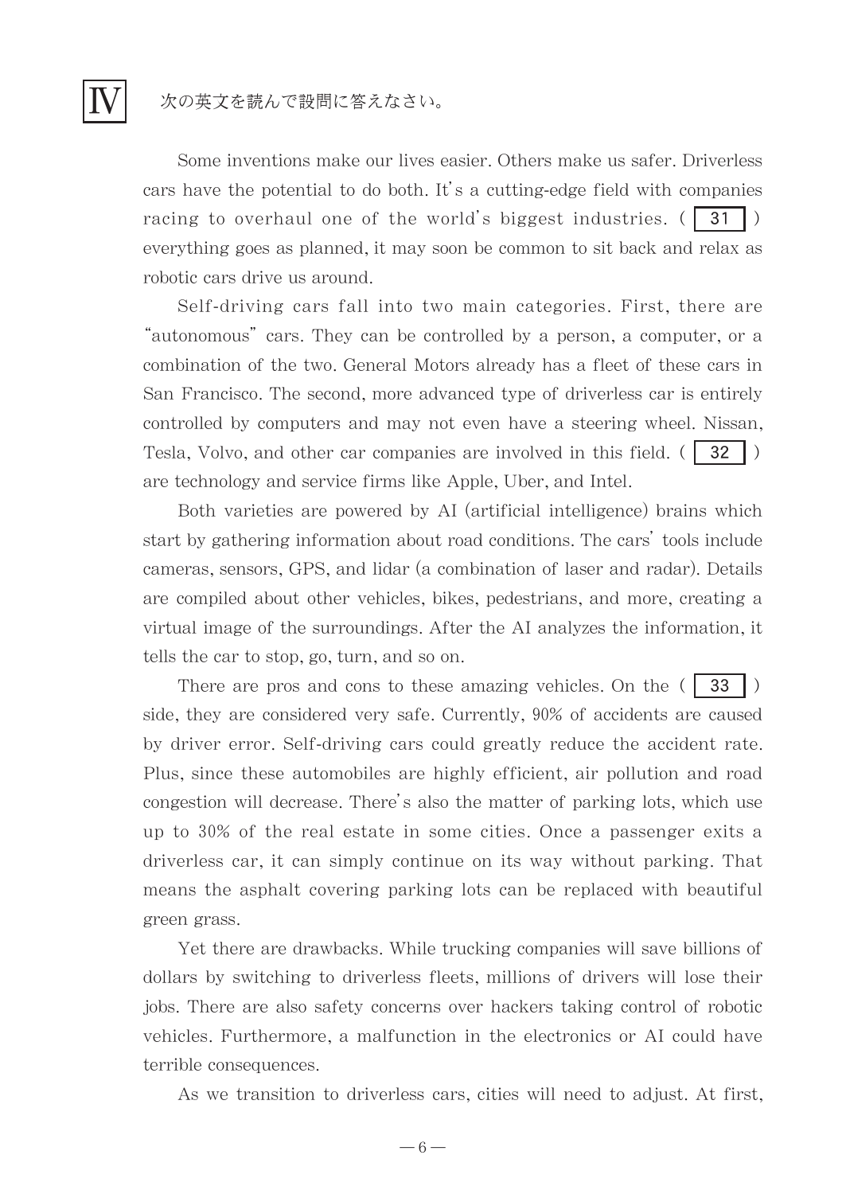# IV 次の英文を読んで設問に答えなさい。

Some inventions make our lives easier. Others make us safer. Driverless cars have the potential to do both. It's a cutting-edge field with companies racing to overhaul one of the world's biggest industries. ( 31 ) everything goes as planned, it may soon be common to sit back and relax as robotic cars drive us around.

Self-driving cars fall into two main categories. First, there are "autonomous" cars. They can be controlled by a person, a computer, or a combination of the two. General Motors already has a fleet of these cars in San Francisco. The second, more advanced type of driverless car is entirely controlled by computers and may not even have a steering wheel. Nissan, Tesla, Volvo, and other car companies are involved in this field. ( 32 ) are technology and service firms like Apple, Uber, and Intel.

Both varieties are powered by AI (artificial intelligence) brains which start by gathering information about road conditions. The cars' tools include cameras, sensors, GPS, and lidar (a combination of laser and radar). Details are compiled about other vehicles, bikes, pedestrians, and more, creating a virtual image of the surroundings. After the AI analyzes the information, it tells the car to stop, go, turn, and so on.

There are pros and cons to these amazing vehicles. On the ( 33 ) side, they are considered very safe. Currently, 90% of accidents are caused by driver error. Self-driving cars could greatly reduce the accident rate. Plus, since these automobiles are highly efficient, air pollution and road congestion will decrease. There's also the matter of parking lots, which use up to 30% of the real estate in some cities. Once a passenger exits a driverless car, it can simply continue on its way without parking. That means the asphalt covering parking lots can be replaced with beautiful green grass.

Yet there are drawbacks. While trucking companies will save billions of dollars by switching to driverless fleets, millions of drivers will lose their jobs. There are also safety concerns over hackers taking control of robotic vehicles. Furthermore, a malfunction in the electronics or AI could have terrible consequences.

As we transition to driverless cars, cities will need to adjust. At first,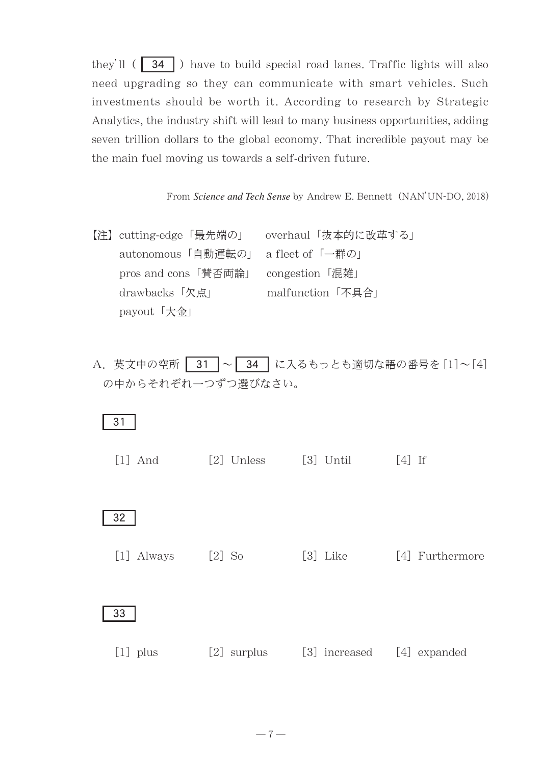they'll ( 34 ) have to build special road lanes. Traffic lights will also need upgrading so they can communicate with smart vehicles. Such investments should be worth it. According to research by Strategic Analytics, the industry shift will lead to many business opportunities, adding seven trillion dollars to the global economy. That incredible payout may be the main fuel moving us towards a self-driven future.

From *Science and Tech Sense* by Andrew E. Bennett (NAN'UN-DO, 2018)

【注】cutting-edge「最先端の」　overhaul「抜本的に改革する」
autonomous「自動運転の」　a fleet of「一群の」
pros and cons「賛否両論」　congestion「混雑」
drawbacks「欠点」　malfunction「不具合」
payout「大金」

A．英文中の空所 31 ～ 34 に入るもっとも適切な語の番号を [1]～[4] の中からそれぞれ一つずつ選びなさい。

31

[1] And　[2] Unless　[3] Until　[4] If

32

[1] Always　[2] So　[3] Like　[4] Furthermore

33

[1] plus　[2] surplus　[3] increased　[4] expanded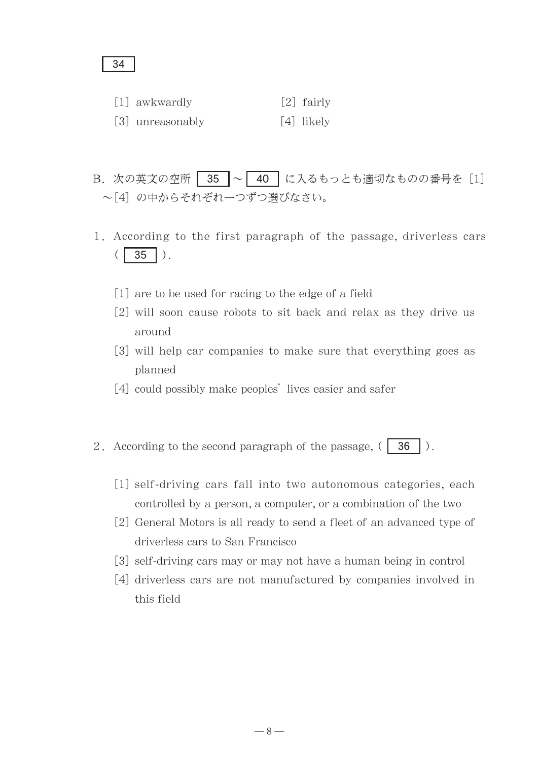34

[1] awkwardly　　　　　[2] fairly

[3] unreasonably　　　[4] likely

B. 次の英文の空所 35 ～ 40 に入るもっとも適切なものの番号を [1] ～[4] の中からそれぞれ一つずつ選びなさい。

1. According to the first paragraph of the passage, driverless cars ( 35 ).

   [1] are to be used for racing to the edge of a field
   
   [2] will soon cause robots to sit back and relax as they drive us around
   
   [3] will help car companies to make sure that everything goes as planned
   
   [4] could possibly make peoples' lives easier and safer

2. According to the second paragraph of the passage, ( 36 ).

   [1] self-driving cars fall into two autonomous categories, each controlled by a person, a computer, or a combination of the two
   
   [2] General Motors is all ready to send a fleet of an advanced type of driverless cars to San Francisco
   
   [3] self-driving cars may or may not have a human being in control
   
   [4] driverless cars are not manufactured by companies involved in this field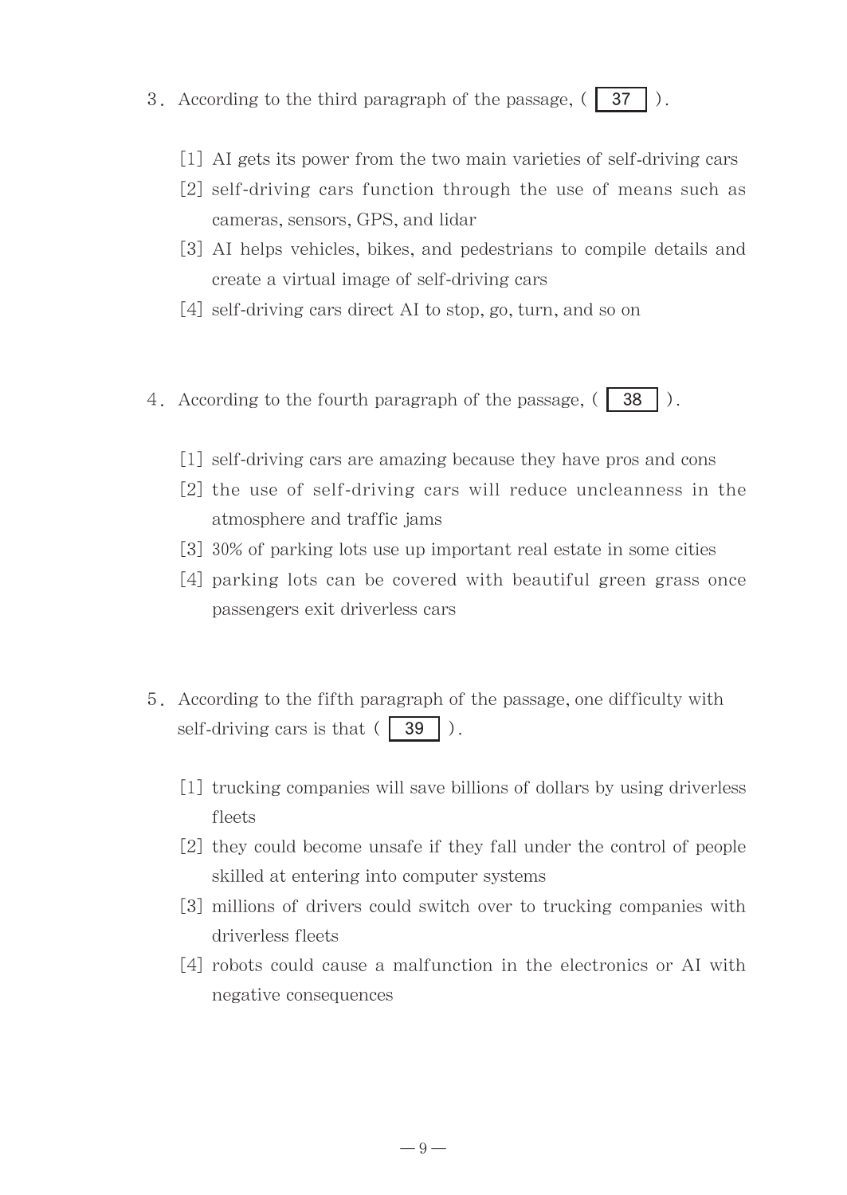3. According to the third paragraph of the passage, ( 37 ).

[1] AI gets its power from the two main varieties of self-driving cars
[2] self-driving cars function through the use of means such as cameras, sensors, GPS, and lidar
[3] AI helps vehicles, bikes, and pedestrians to compile details and create a virtual image of self-driving cars
[4] self-driving cars direct AI to stop, go, turn, and so on

4. According to the fourth paragraph of the passage, ( 38 ).

[1] self-driving cars are amazing because they have pros and cons
[2] the use of self-driving cars will reduce uncleanness in the atmosphere and traffic jams
[3] 30% of parking lots use up important real estate in some cities
[4] parking lots can be covered with beautiful green grass once passengers exit driverless cars

5. According to the fifth paragraph of the passage, one difficulty with self-driving cars is that ( 39 ).

[1] trucking companies will save billions of dollars by using driverless fleets
[2] they could become unsafe if they fall under the control of people skilled at entering into computer systems
[3] millions of drivers could switch over to trucking companies with driverless fleets
[4] robots could cause a malfunction in the electronics or AI with negative consequences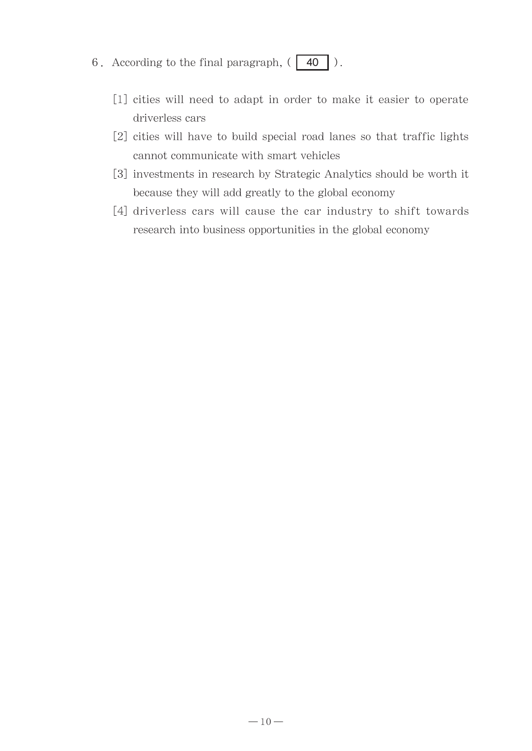6. According to the final paragraph, ( 40 ).

[1] cities will need to adapt in order to make it easier to operate driverless cars

[2] cities will have to build special road lanes so that traffic lights cannot communicate with smart vehicles

[3] investments in research by Strategic Analytics should be worth it because they will add greatly to the global economy

[4] driverless cars will cause the car industry to shift towards research into business opportunities in the global economy